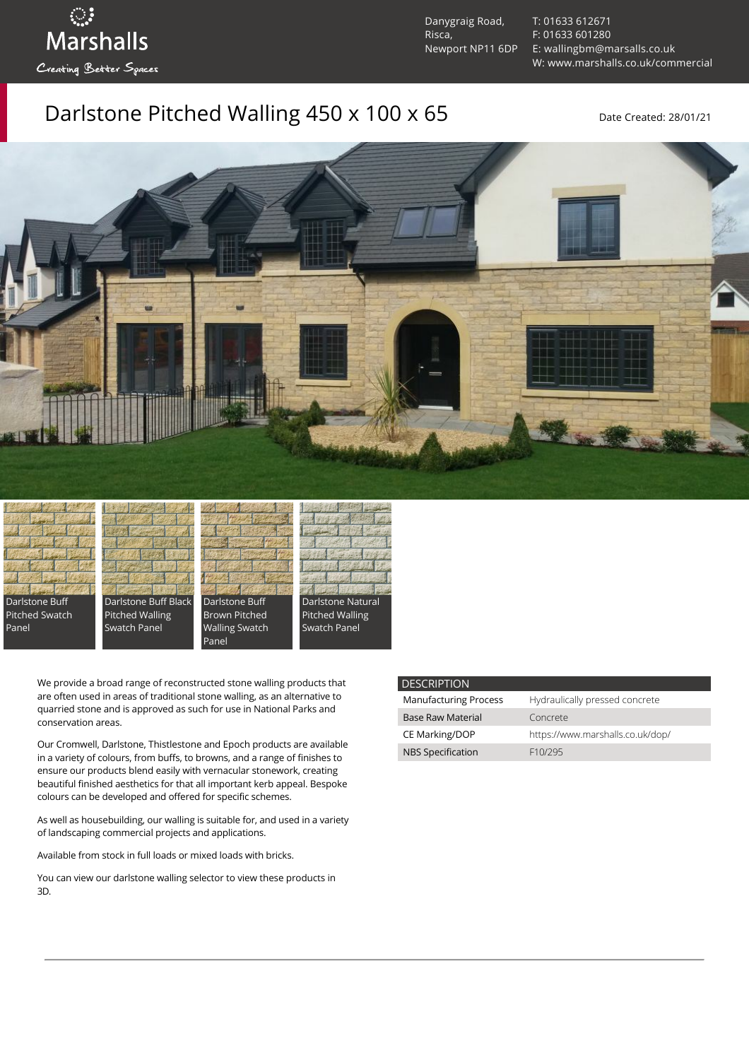Marshalls

Creating Better Spaces

Danygraig Road,
Risca,
Newport NP11 6DP

T: 01633 612671
F: 01633 601280
E: wallingbm@marsalls.co.uk
W: www.marshalls.co.uk/commercial

# Darlstone Pitched Walling 450 x 100 x 65

Date Created: 28/01/21

Darlstone Buff Pitched Swatch Panel

Darlstone Buff Black Pitched Walling Swatch Panel

Darlstone Buff Brown Pitched Walling Swatch Panel

Darlstone Natural Pitched Walling Swatch Panel

We provide a broad range of reconstructed stone walling products that are often used in areas of traditional stone walling, as an alternative to quarried stone and is approved as such for use in National Parks and conservation areas.

Our Cromwell, Darlstone, Thistlestone and Epoch products are available in a variety of colours, from buffs, to browns, and a range of finishes to ensure our products blend easily with vernacular stonework, creating beautiful finished aesthetics for that all important kerb appeal. Bespoke colours can be developed and offered for specific schemes.

As well as housebuilding, our walling is suitable for, and used in a variety of landscaping commercial projects and applications.

Available from stock in full loads or mixed loads with bricks.

You can view our darlstone walling selector to view these products in 3D.

| DESCRIPTION | |
|---|---|
| Manufacturing Process | Hydraulically pressed concrete |
| Base Raw Material | Concrete |
| CE Marking/DOP | https://www.marshalls.co.uk/dop/ |
| NBS Specification | F10/295 |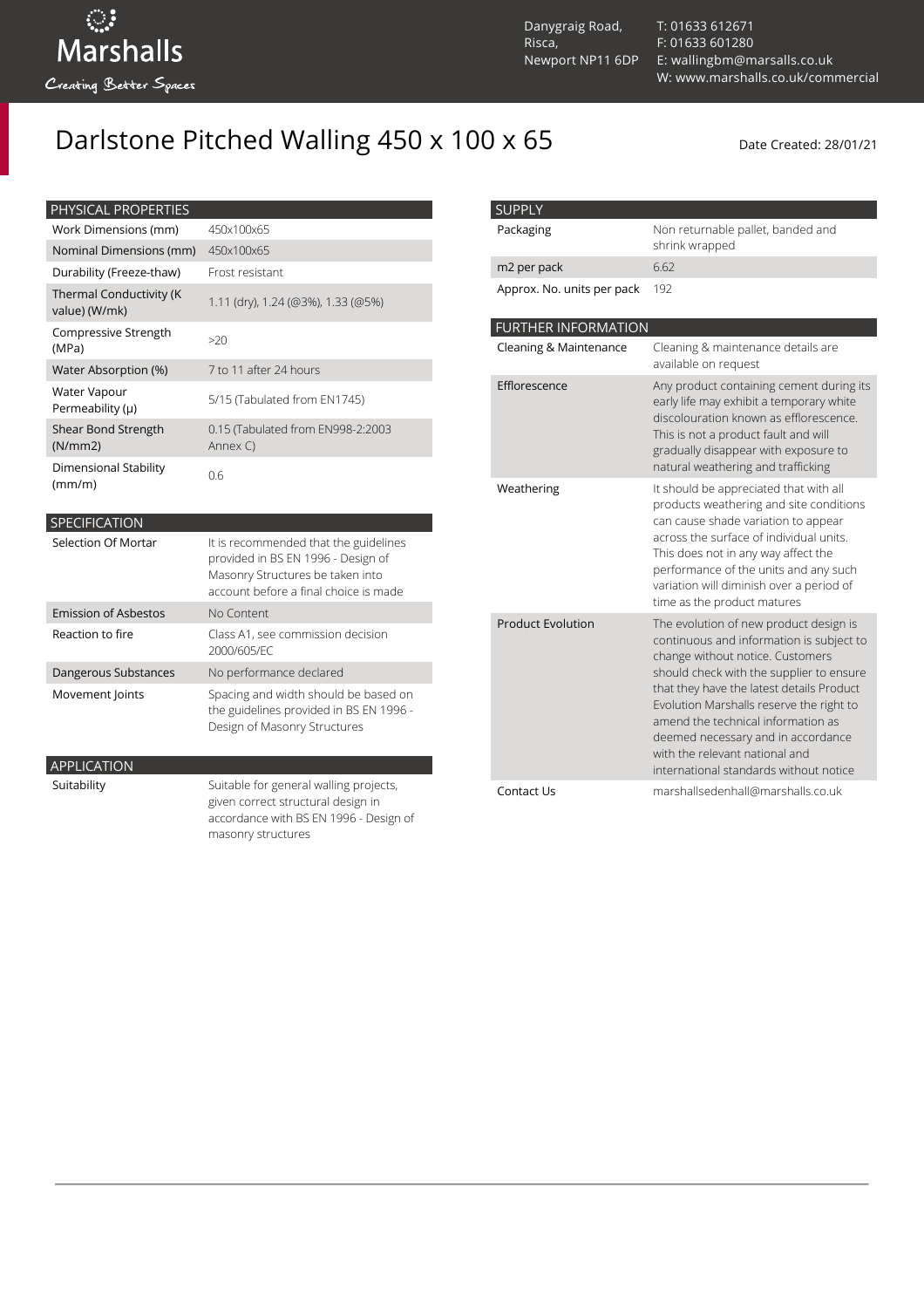Marshalls

Creating Better Spaces

Danygraig Road,
Risca,
Newport NP11 6DP

T: 01633 612671
F: 01633 601280
E: wallingbm@marsalls.co.uk
W: www.marshalls.co.uk/commercial

# Darlstone Pitched Walling 450 x 100 x 65

Date Created: 28/01/21

| PHYSICAL PROPERTIES | |
|---|---|
| Work Dimensions (mm) | 450x100x65 |
| Nominal Dimensions (mm) | 450x100x65 |
| Durability (Freeze-thaw) | Frost resistant |
| Thermal Conductivity (K value) (W/mk) | 1.11 (dry), 1.24 (@3%), 1.33 (@5%) |
| Compressive Strength (MPa) | >20 |
| Water Absorption (%) | 7 to 11 after 24 hours |
| Water Vapour Permeability (μ) | 5/15 (Tabulated from EN1745) |
| Shear Bond Strength (N/mm2) | 0.15 (Tabulated from EN998-2:2003 Annex C) |
| Dimensional Stability (mm/m) | 0.6 |

| SPECIFICATION | |
|---|---|
| Selection Of Mortar | It is recommended that the guidelines provided in BS EN 1996 - Design of Masonry Structures be taken into account before a final choice is made |
| Emission of Asbestos | No Content |
| Reaction to fire | Class A1, see commission decision 2000/605/EC |
| Dangerous Substances | No performance declared |
| Movement Joints | Spacing and width should be based on the guidelines provided in BS EN 1996 - Design of Masonry Structures |

| APPLICATION | |
|---|---|
| Suitability | Suitable for general walling projects, given correct structural design in accordance with BS EN 1996 - Design of masonry structures |

| SUPPLY | |
|---|---|
| Packaging | Non returnable pallet, banded and shrink wrapped |
| m2 per pack | 6.62 |
| Approx. No. units per pack | 192 |

| FURTHER INFORMATION | |
|---|---|
| Cleaning & Maintenance | Cleaning & maintenance details are available on request |
| Efflorescence | Any product containing cement during its early life may exhibit a temporary white discolouration known as efflorescence. This is not a product fault and will gradually disappear with exposure to natural weathering and trafficking |
| Weathering | It should be appreciated that with all products weathering and site conditions can cause shade variation to appear across the surface of individual units. This does not in any way affect the performance of the units and any such variation will diminish over a period of time as the product matures |
| Product Evolution | The evolution of new product design is continuous and information is subject to change without notice. Customers should check with the supplier to ensure that they have the latest details Product Evolution Marshalls reserve the right to amend the technical information as deemed necessary and in accordance with the relevant national and international standards without notice |
| Contact Us | marshallsedenhall@marshalls.co.uk |